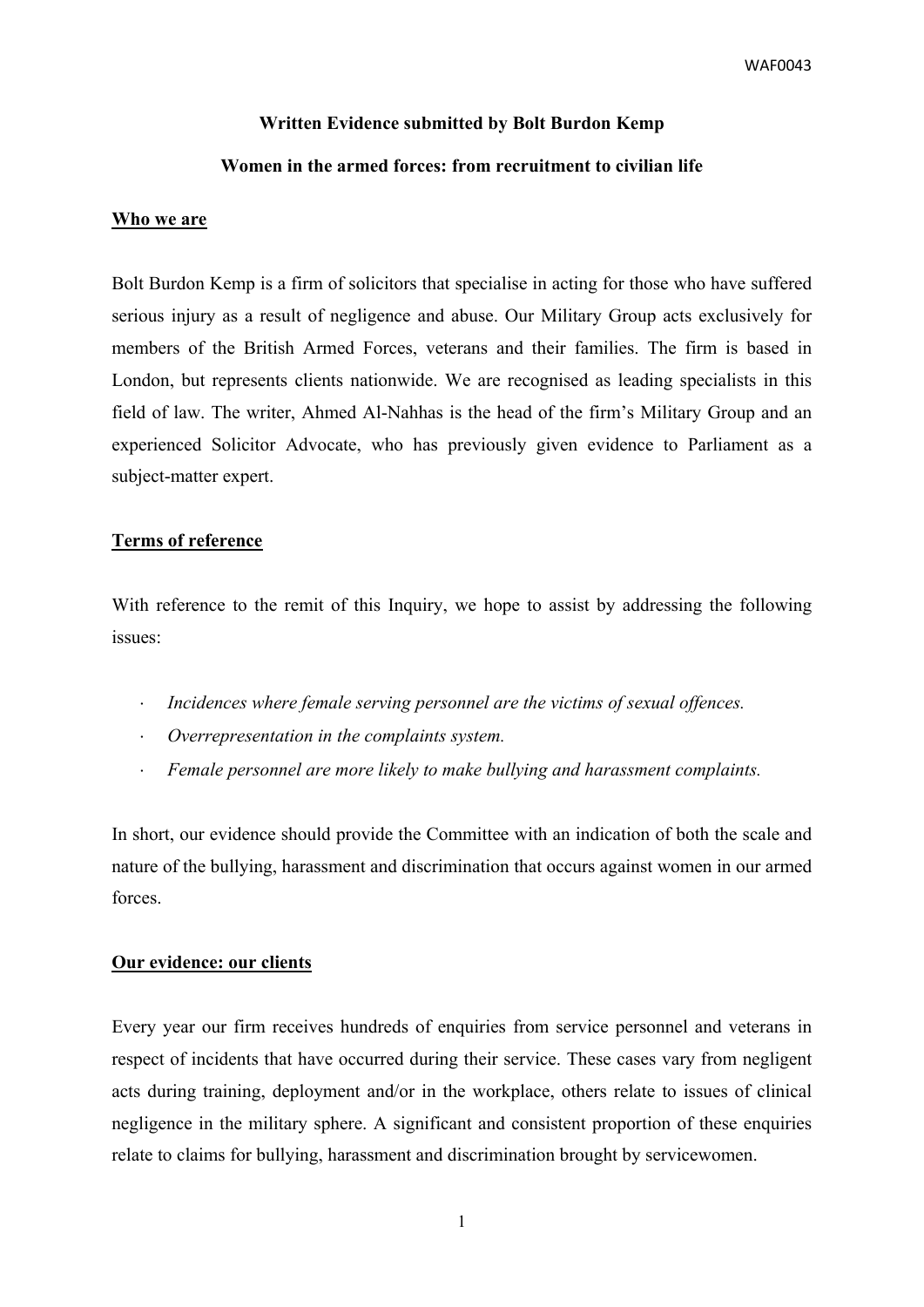**Written Evidence submitted by Bolt Burdon Kemp**

**Women in the armed forces: from recruitment to civilian life**

## Who we are

Bolt Burdon Kemp is a firm of solicitors that specialise in acting for those who have suffered serious injury as a result of negligence and abuse. Our Military Group acts exclusively for members of the British Armed Forces, veterans and their families. The firm is based in London, but represents clients nationwide. We are recognised as leading specialists in this field of law. The writer, Ahmed Al-Nahhas is the head of the firm's Military Group and an experienced Solicitor Advocate, who has previously given evidence to Parliament as a subject-matter expert.

## Terms of reference

With reference to the remit of this Inquiry, we hope to assist by addressing the following issues:

- *Incidences where female serving personnel are the victims of sexual offences.*
- *Overrepresentation in the complaints system.*
- *Female personnel are more likely to make bullying and harassment complaints.*

In short, our evidence should provide the Committee with an indication of both the scale and nature of the bullying, harassment and discrimination that occurs against women in our armed forces.

## Our evidence: our clients

Every year our firm receives hundreds of enquiries from service personnel and veterans in respect of incidents that have occurred during their service. These cases vary from negligent acts during training, deployment and/or in the workplace, others relate to issues of clinical negligence in the military sphere. A significant and consistent proportion of these enquiries relate to claims for bullying, harassment and discrimination brought by servicewomen.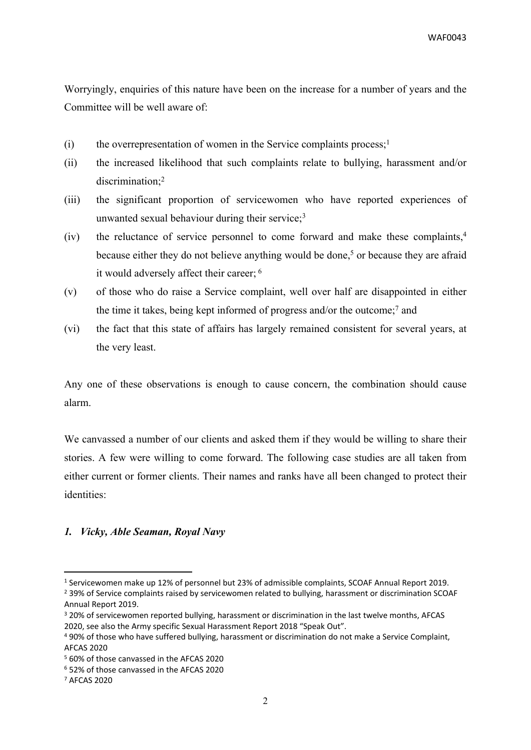Worryingly, enquiries of this nature have been on the increase for a number of years and the Committee will be well aware of:

(i) the overrepresentation of women in the Service complaints process;[1]

(ii) the increased likelihood that such complaints relate to bullying, harassment and/or discrimination;[2]

(iii) the significant proportion of servicewomen who have reported experiences of unwanted sexual behaviour during their service;[3]

(iv) the reluctance of service personnel to come forward and make these complaints,[4] because either they do not believe anything would be done,[5] or because they are afraid it would adversely affect their career; [6]

(v) of those who do raise a Service complaint, well over half are disappointed in either the time it takes, being kept informed of progress and/or the outcome;[7] and

(vi) the fact that this state of affairs has largely remained consistent for several years, at the very least.

Any one of these observations is enough to cause concern, the combination should cause alarm.

We canvassed a number of our clients and asked them if they would be willing to share their stories. A few were willing to come forward. The following case studies are all taken from either current or former clients. Their names and ranks have all been changed to protect their identities:

### *1. Vicky, Able Seaman, Royal Navy*

---

[1] Servicewomen make up 12% of personnel but 23% of admissible complaints, SCOAF Annual Report 2019.

[2] 39% of Service complaints raised by servicewomen related to bullying, harassment or discrimination SCOAF Annual Report 2019.

[3] 20% of servicewomen reported bullying, harassment or discrimination in the last twelve months, AFCAS 2020, see also the Army specific Sexual Harassment Report 2018 "Speak Out".

[4] 90% of those who have suffered bullying, harassment or discrimination do not make a Service Complaint, AFCAS 2020

[5] 60% of those canvassed in the AFCAS 2020

[6] 52% of those canvassed in the AFCAS 2020

[7] AFCAS 2020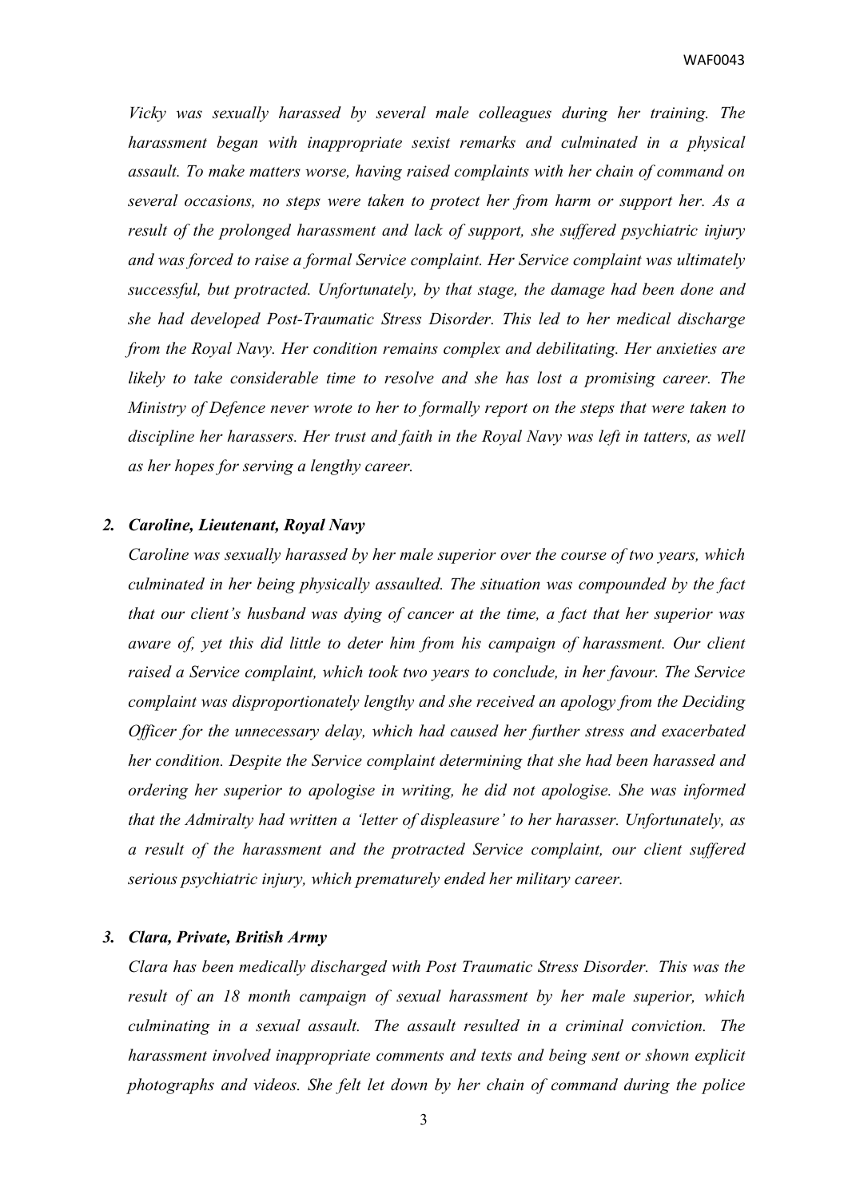*Vicky was sexually harassed by several male colleagues during her training. The harassment began with inappropriate sexist remarks and culminated in a physical assault. To make matters worse, having raised complaints with her chain of command on several occasions, no steps were taken to protect her from harm or support her. As a result of the prolonged harassment and lack of support, she suffered psychiatric injury and was forced to raise a formal Service complaint. Her Service complaint was ultimately successful, but protracted. Unfortunately, by that stage, the damage had been done and she had developed Post-Traumatic Stress Disorder. This led to her medical discharge from the Royal Navy. Her condition remains complex and debilitating. Her anxieties are likely to take considerable time to resolve and she has lost a promising career. The Ministry of Defence never wrote to her to formally report on the steps that were taken to discipline her harassers. Her trust and faith in the Royal Navy was left in tatters, as well as her hopes for serving a lengthy career.*

2. ***Caroline, Lieutenant, Royal Navy***

   *Caroline was sexually harassed by her male superior over the course of two years, which culminated in her being physically assaulted. The situation was compounded by the fact that our client's husband was dying of cancer at the time, a fact that her superior was aware of, yet this did little to deter him from his campaign of harassment. Our client raised a Service complaint, which took two years to conclude, in her favour. The Service complaint was disproportionately lengthy and she received an apology from the Deciding Officer for the unnecessary delay, which had caused her further stress and exacerbated her condition. Despite the Service complaint determining that she had been harassed and ordering her superior to apologise in writing, he did not apologise. She was informed that the Admiralty had written a 'letter of displeasure' to her harasser. Unfortunately, as a result of the harassment and the protracted Service complaint, our client suffered serious psychiatric injury, which prematurely ended her military career.*

3. ***Clara, Private, British Army***

   *Clara has been medically discharged with Post Traumatic Stress Disorder. This was the result of an 18 month campaign of sexual harassment by her male superior, which culminating in a sexual assault. The assault resulted in a criminal conviction. The harassment involved inappropriate comments and texts and being sent or shown explicit photographs and videos. She felt let down by her chain of command during the police*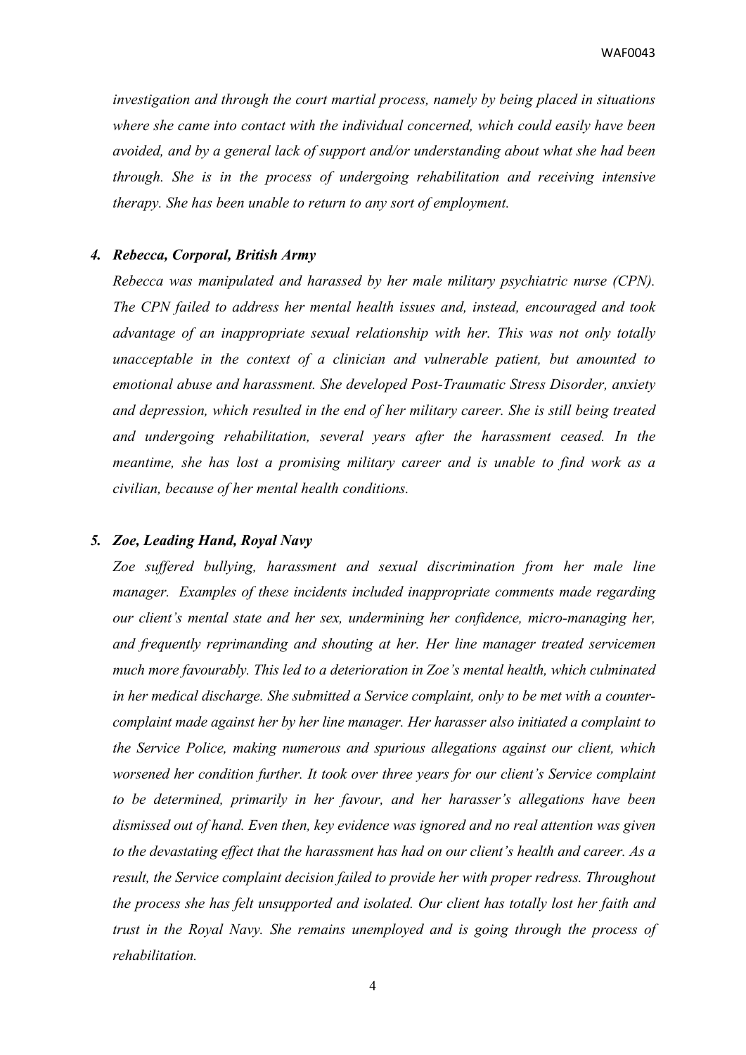*investigation and through the court martial process, namely by being placed in situations where she came into contact with the individual concerned, which could easily have been avoided, and by a general lack of support and/or understanding about what she had been through. She is in the process of undergoing rehabilitation and receiving intensive therapy. She has been unable to return to any sort of employment.*

4. ***Rebecca, Corporal, British Army***

*Rebecca was manipulated and harassed by her male military psychiatric nurse (CPN). The CPN failed to address her mental health issues and, instead, encouraged and took advantage of an inappropriate sexual relationship with her. This was not only totally unacceptable in the context of a clinician and vulnerable patient, but amounted to emotional abuse and harassment. She developed Post-Traumatic Stress Disorder, anxiety and depression, which resulted in the end of her military career. She is still being treated and undergoing rehabilitation, several years after the harassment ceased. In the meantime, she has lost a promising military career and is unable to find work as a civilian, because of her mental health conditions.*

5. ***Zoe, Leading Hand, Royal Navy***

*Zoe suffered bullying, harassment and sexual discrimination from her male line manager. Examples of these incidents included inappropriate comments made regarding our client's mental state and her sex, undermining her confidence, micro-managing her, and frequently reprimanding and shouting at her. Her line manager treated servicemen much more favourably. This led to a deterioration in Zoe's mental health, which culminated in her medical discharge. She submitted a Service complaint, only to be met with a counter-complaint made against her by her line manager. Her harasser also initiated a complaint to the Service Police, making numerous and spurious allegations against our client, which worsened her condition further. It took over three years for our client's Service complaint to be determined, primarily in her favour, and her harasser's allegations have been dismissed out of hand. Even then, key evidence was ignored and no real attention was given to the devastating effect that the harassment has had on our client's health and career. As a result, the Service complaint decision failed to provide her with proper redress. Throughout the process she has felt unsupported and isolated. Our client has totally lost her faith and trust in the Royal Navy. She remains unemployed and is going through the process of rehabilitation.*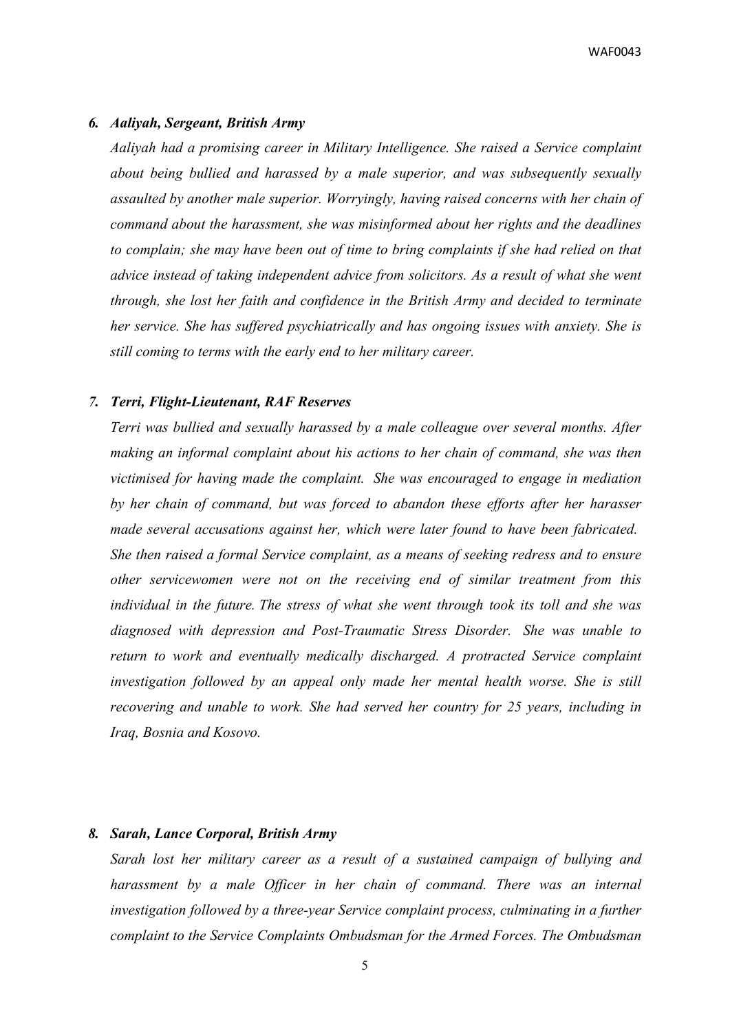***6. Aaliyah, Sergeant, British Army***

*Aaliyah had a promising career in Military Intelligence. She raised a Service complaint about being bullied and harassed by a male superior, and was subsequently sexually assaulted by another male superior. Worryingly, having raised concerns with her chain of command about the harassment, she was misinformed about her rights and the deadlines to complain; she may have been out of time to bring complaints if she had relied on that advice instead of taking independent advice from solicitors. As a result of what she went through, she lost her faith and confidence in the British Army and decided to terminate her service. She has suffered psychiatrically and has ongoing issues with anxiety. She is still coming to terms with the early end to her military career.*

***7. Terri, Flight-Lieutenant, RAF Reserves***

*Terri was bullied and sexually harassed by a male colleague over several months. After making an informal complaint about his actions to her chain of command, she was then victimised for having made the complaint. She was encouraged to engage in mediation by her chain of command, but was forced to abandon these efforts after her harasser made several accusations against her, which were later found to have been fabricated. She then raised a formal Service complaint, as a means of seeking redress and to ensure other servicewomen were not on the receiving end of similar treatment from this individual in the future. The stress of what she went through took its toll and she was diagnosed with depression and Post-Traumatic Stress Disorder. She was unable to return to work and eventually medically discharged. A protracted Service complaint investigation followed by an appeal only made her mental health worse. She is still recovering and unable to work. She had served her country for 25 years, including in Iraq, Bosnia and Kosovo.*

***8. Sarah, Lance Corporal, British Army***

*Sarah lost her military career as a result of a sustained campaign of bullying and harassment by a male Officer in her chain of command. There was an internal investigation followed by a three-year Service complaint process, culminating in a further complaint to the Service Complaints Ombudsman for the Armed Forces. The Ombudsman*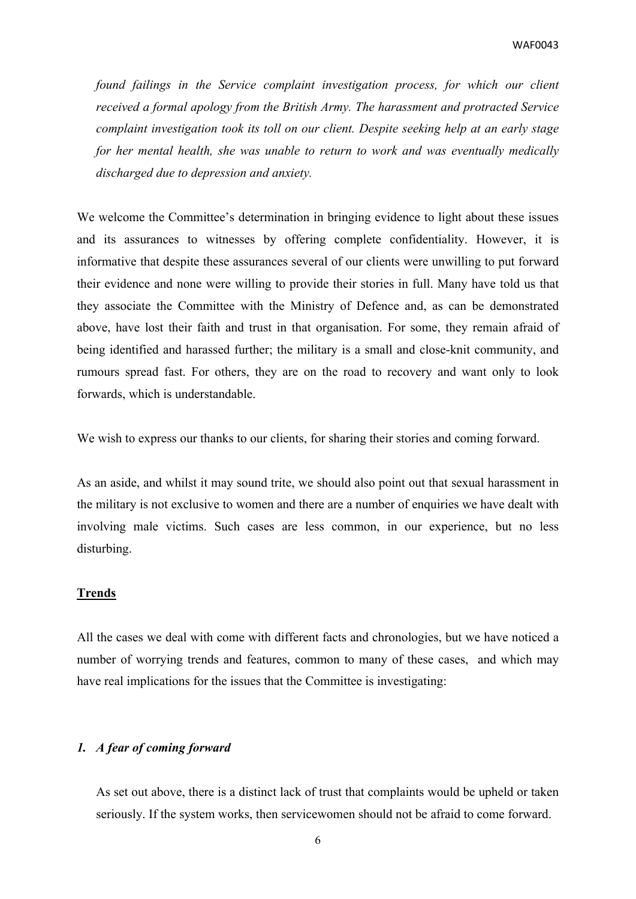*found failings in the Service complaint investigation process, for which our client received a formal apology from the British Army. The harassment and protracted Service complaint investigation took its toll on our client. Despite seeking help at an early stage for her mental health, she was unable to return to work and was eventually medically discharged due to depression and anxiety.*

We welcome the Committee's determination in bringing evidence to light about these issues and its assurances to witnesses by offering complete confidentiality. However, it is informative that despite these assurances several of our clients were unwilling to put forward their evidence and none were willing to provide their stories in full. Many have told us that they associate the Committee with the Ministry of Defence and, as can be demonstrated above, have lost their faith and trust in that organisation. For some, they remain afraid of being identified and harassed further; the military is a small and close-knit community, and rumours spread fast. For others, they are on the road to recovery and want only to look forwards, which is understandable.

We wish to express our thanks to our clients, for sharing their stories and coming forward.

As an aside, and whilst it may sound trite, we should also point out that sexual harassment in the military is not exclusive to women and there are a number of enquiries we have dealt with involving male victims. Such cases are less common, in our experience, but no less disturbing.

**Trends**

All the cases we deal with come with different facts and chronologies, but we have noticed a number of worrying trends and features, common to many of these cases, and which may have real implications for the issues that the Committee is investigating:

***1. A fear of coming forward***

As set out above, there is a distinct lack of trust that complaints would be upheld or taken seriously. If the system works, then servicewomen should not be afraid to come forward.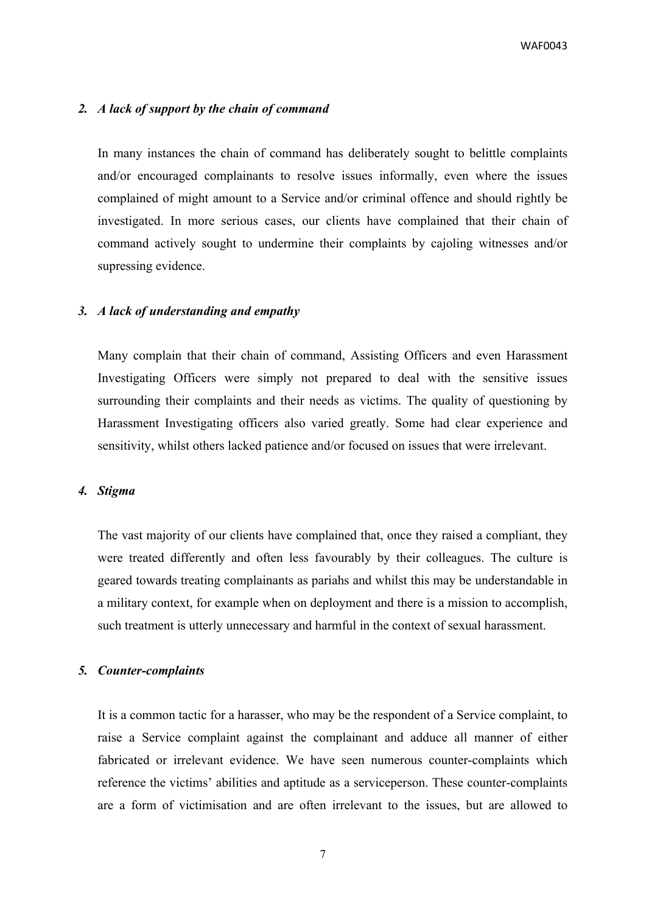### *2. A lack of support by the chain of command*

In many instances the chain of command has deliberately sought to belittle complaints and/or encouraged complainants to resolve issues informally, even where the issues complained of might amount to a Service and/or criminal offence and should rightly be investigated. In more serious cases, our clients have complained that their chain of command actively sought to undermine their complaints by cajoling witnesses and/or supressing evidence.

### *3. A lack of understanding and empathy*

Many complain that their chain of command, Assisting Officers and even Harassment Investigating Officers were simply not prepared to deal with the sensitive issues surrounding their complaints and their needs as victims. The quality of questioning by Harassment Investigating officers also varied greatly. Some had clear experience and sensitivity, whilst others lacked patience and/or focused on issues that were irrelevant.

### *4. Stigma*

The vast majority of our clients have complained that, once they raised a compliant, they were treated differently and often less favourably by their colleagues. The culture is geared towards treating complainants as pariahs and whilst this may be understandable in a military context, for example when on deployment and there is a mission to accomplish, such treatment is utterly unnecessary and harmful in the context of sexual harassment.

### *5. Counter-complaints*

It is a common tactic for a harasser, who may be the respondent of a Service complaint, to raise a Service complaint against the complainant and adduce all manner of either fabricated or irrelevant evidence. We have seen numerous counter-complaints which reference the victims' abilities and aptitude as a serviceperson. These counter-complaints are a form of victimisation and are often irrelevant to the issues, but are allowed to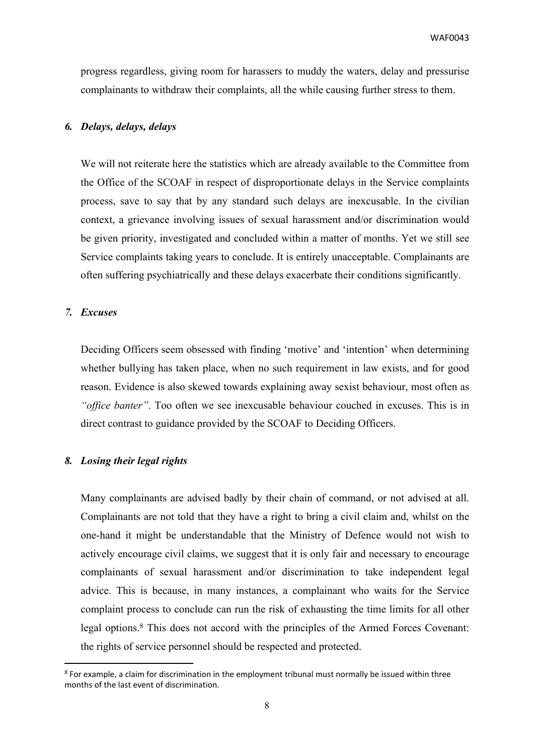progress regardless, giving room for harassers to muddy the waters, delay and pressurise complainants to withdraw their complaints, all the while causing further stress to them.

### *6. Delays, delays, delays*

We will not reiterate here the statistics which are already available to the Committee from the Office of the SCOAF in respect of disproportionate delays in the Service complaints process, save to say that by any standard such delays are inexcusable. In the civilian context, a grievance involving issues of sexual harassment and/or discrimination would be given priority, investigated and concluded within a matter of months. Yet we still see Service complaints taking years to conclude. It is entirely unacceptable. Complainants are often suffering psychiatrically and these delays exacerbate their conditions significantly.

### *7. Excuses*

Deciding Officers seem obsessed with finding 'motive' and 'intention' when determining whether bullying has taken place, when no such requirement in law exists, and for good reason. Evidence is also skewed towards explaining away sexist behaviour, most often as *"office banter"*. Too often we see inexcusable behaviour couched in excuses. This is in direct contrast to guidance provided by the SCOAF to Deciding Officers.

### *8. Losing their legal rights*

Many complainants are advised badly by their chain of command, or not advised at all. Complainants are not told that they have a right to bring a civil claim and, whilst on the one-hand it might be understandable that the Ministry of Defence would not wish to actively encourage civil claims, we suggest that it is only fair and necessary to encourage complainants of sexual harassment and/or discrimination to take independent legal advice. This is because, in many instances, a complainant who waits for the Service complaint process to conclude can run the risk of exhausting the time limits for all other legal options.[8] This does not accord with the principles of the Armed Forces Covenant: the rights of service personnel should be respected and protected.

---

[8] For example, a claim for discrimination in the employment tribunal must normally be issued within three months of the last event of discrimination.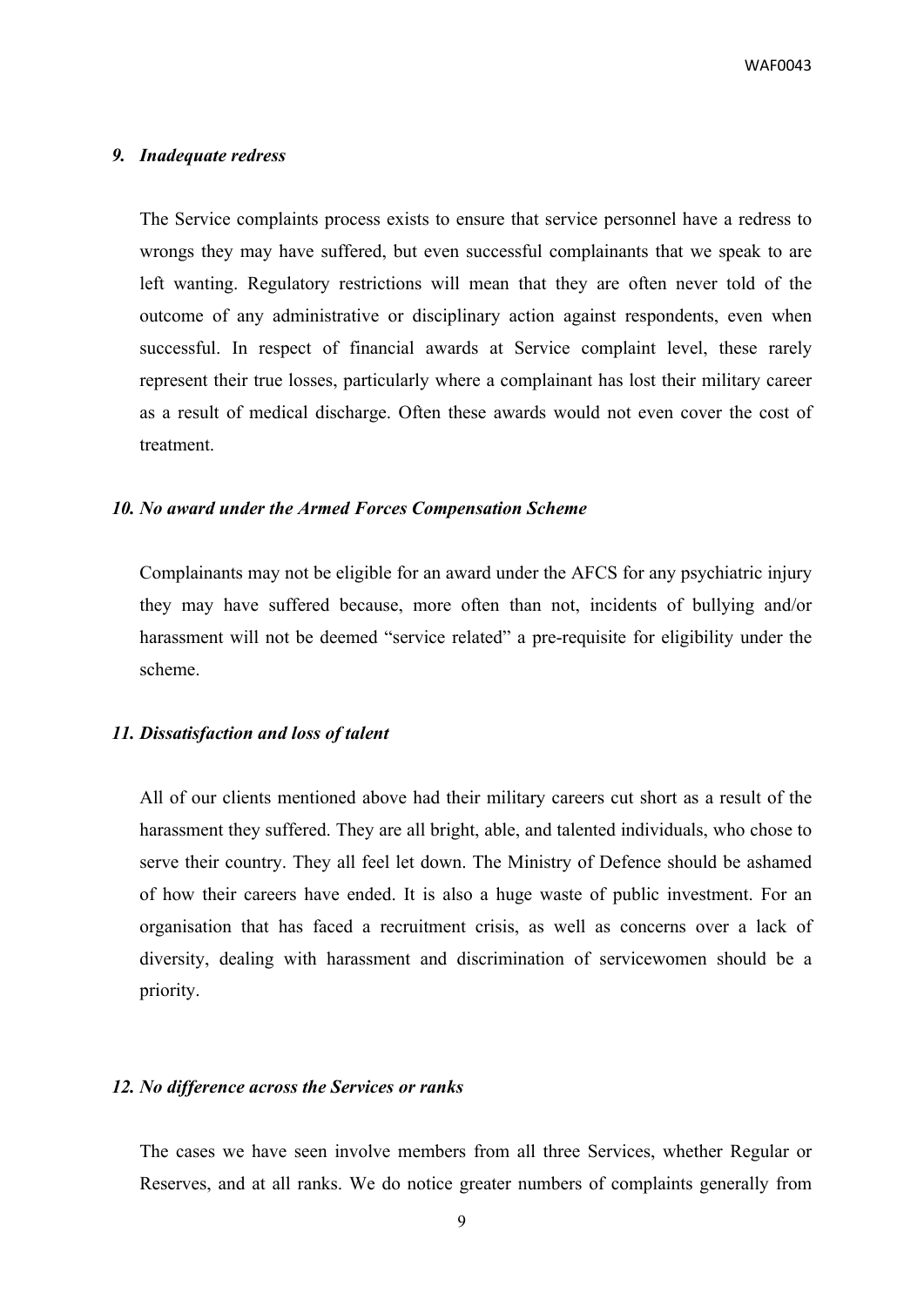### *9. Inadequate redress*

The Service complaints process exists to ensure that service personnel have a redress to wrongs they may have suffered, but even successful complainants that we speak to are left wanting. Regulatory restrictions will mean that they are often never told of the outcome of any administrative or disciplinary action against respondents, even when successful. In respect of financial awards at Service complaint level, these rarely represent their true losses, particularly where a complainant has lost their military career as a result of medical discharge. Often these awards would not even cover the cost of treatment.

### *10. No award under the Armed Forces Compensation Scheme*

Complainants may not be eligible for an award under the AFCS for any psychiatric injury they may have suffered because, more often than not, incidents of bullying and/or harassment will not be deemed "service related" a pre-requisite for eligibility under the scheme.

### *11. Dissatisfaction and loss of talent*

All of our clients mentioned above had their military careers cut short as a result of the harassment they suffered. They are all bright, able, and talented individuals, who chose to serve their country. They all feel let down. The Ministry of Defence should be ashamed of how their careers have ended. It is also a huge waste of public investment. For an organisation that has faced a recruitment crisis, as well as concerns over a lack of diversity, dealing with harassment and discrimination of servicewomen should be a priority.

### *12. No difference across the Services or ranks*

The cases we have seen involve members from all three Services, whether Regular or Reserves, and at all ranks. We do notice greater numbers of complaints generally from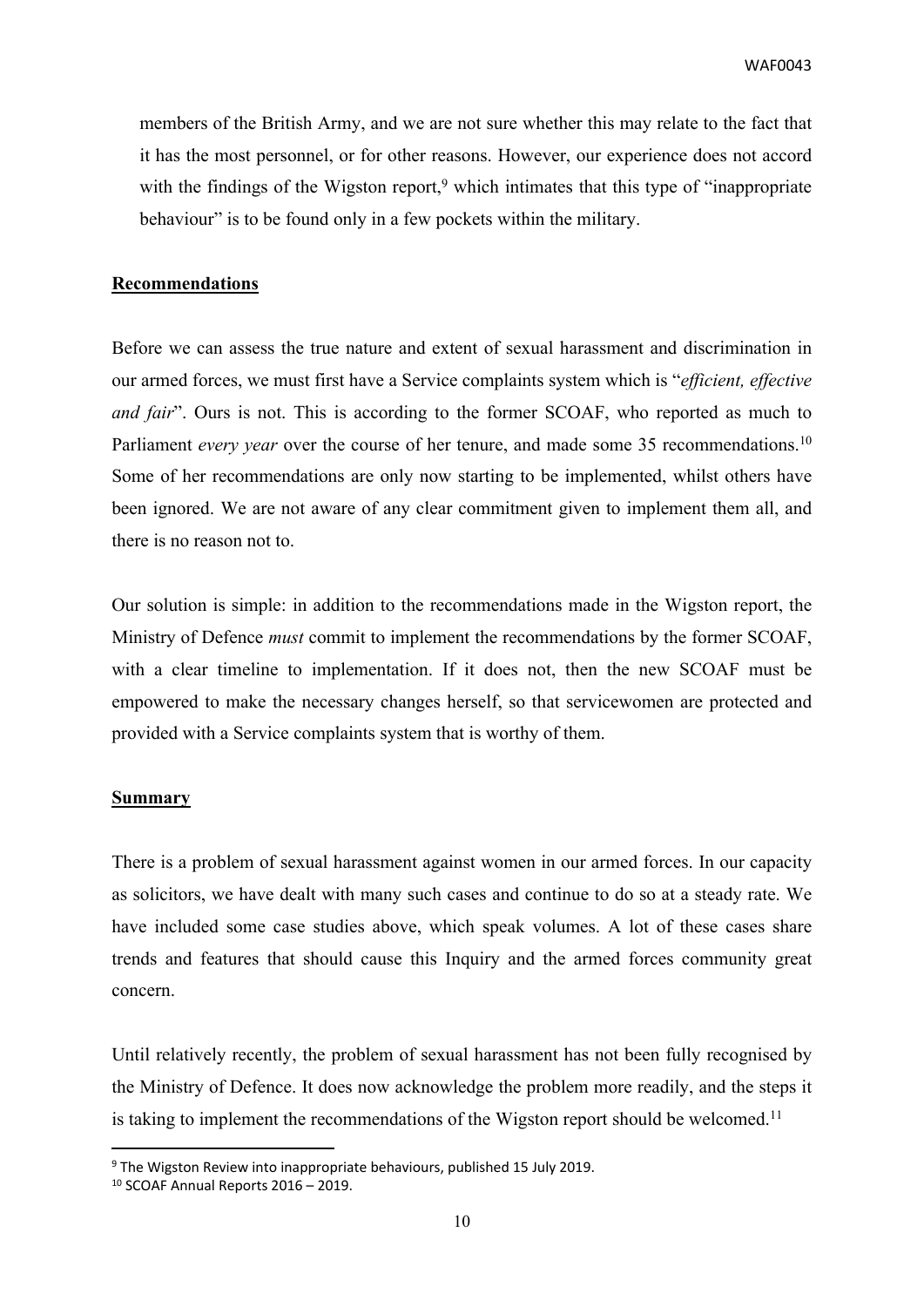members of the British Army, and we are not sure whether this may relate to the fact that it has the most personnel, or for other reasons. However, our experience does not accord with the findings of the Wigston report,[9] which intimates that this type of "inappropriate behaviour" is to be found only in a few pockets within the military.

## Recommendations

Before we can assess the true nature and extent of sexual harassment and discrimination in our armed forces, we must first have a Service complaints system which is "*efficient, effective and fair*". Ours is not. This is according to the former SCOAF, who reported as much to Parliament *every year* over the course of her tenure, and made some 35 recommendations.[10] Some of her recommendations are only now starting to be implemented, whilst others have been ignored. We are not aware of any clear commitment given to implement them all, and there is no reason not to.

Our solution is simple: in addition to the recommendations made in the Wigston report, the Ministry of Defence *must* commit to implement the recommendations by the former SCOAF, with a clear timeline to implementation. If it does not, then the new SCOAF must be empowered to make the necessary changes herself, so that servicewomen are protected and provided with a Service complaints system that is worthy of them.

## Summary

There is a problem of sexual harassment against women in our armed forces. In our capacity as solicitors, we have dealt with many such cases and continue to do so at a steady rate. We have included some case studies above, which speak volumes. A lot of these cases share trends and features that should cause this Inquiry and the armed forces community great concern.

Until relatively recently, the problem of sexual harassment has not been fully recognised by the Ministry of Defence. It does now acknowledge the problem more readily, and the steps it is taking to implement the recommendations of the Wigston report should be welcomed.[11]

[9] The Wigston Review into inappropriate behaviours, published 15 July 2019.

[10] SCOAF Annual Reports 2016 – 2019.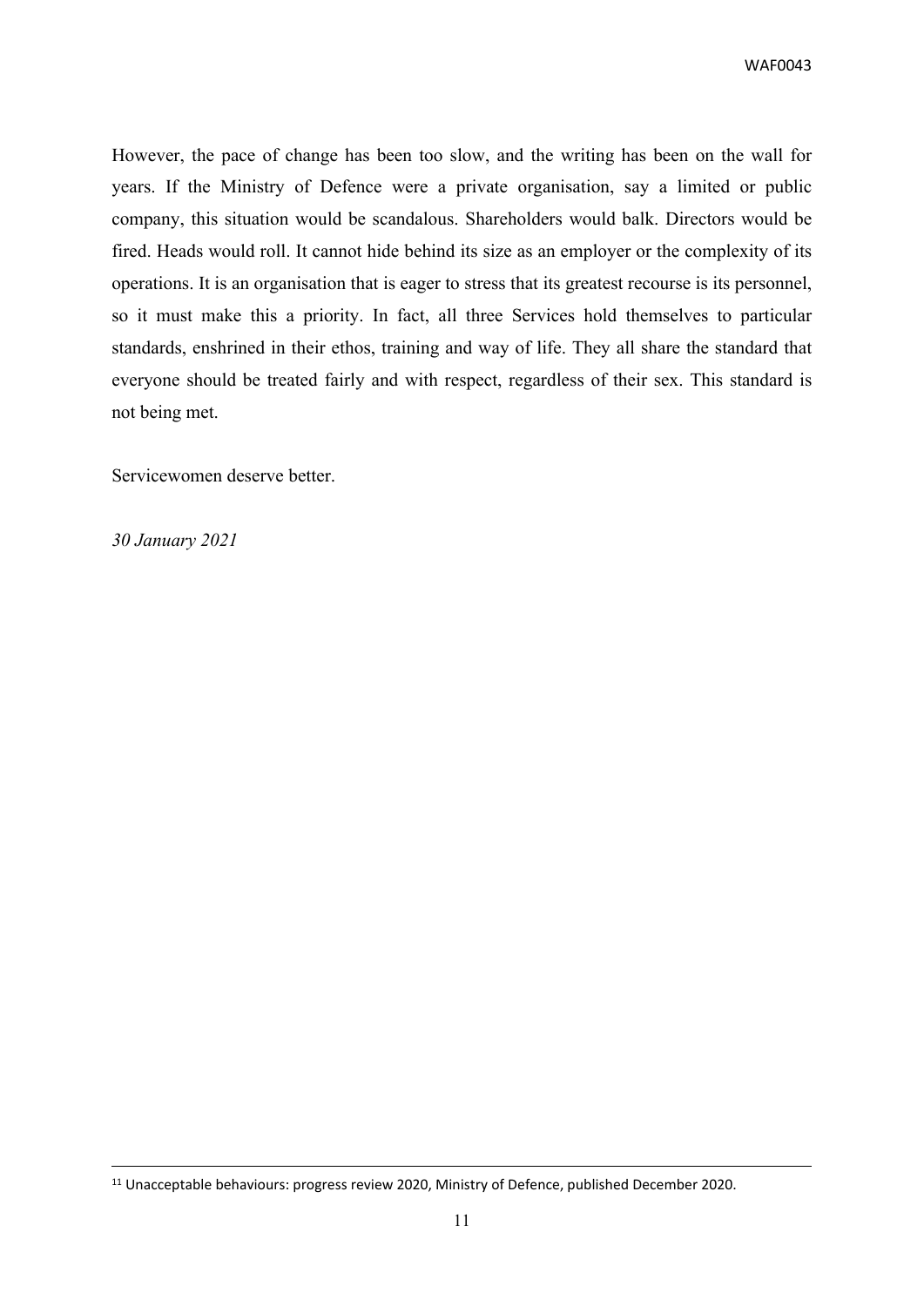However, the pace of change has been too slow, and the writing has been on the wall for years. If the Ministry of Defence were a private organisation, say a limited or public company, this situation would be scandalous. Shareholders would balk. Directors would be fired. Heads would roll. It cannot hide behind its size as an employer or the complexity of its operations. It is an organisation that is eager to stress that its greatest recourse is its personnel, so it must make this a priority. In fact, all three Services hold themselves to particular standards, enshrined in their ethos, training and way of life. They all share the standard that everyone should be treated fairly and with respect, regardless of their sex. This standard is not being met.

Servicewomen deserve better.

*30 January 2021*

---

[11] Unacceptable behaviours: progress review 2020, Ministry of Defence, published December 2020.